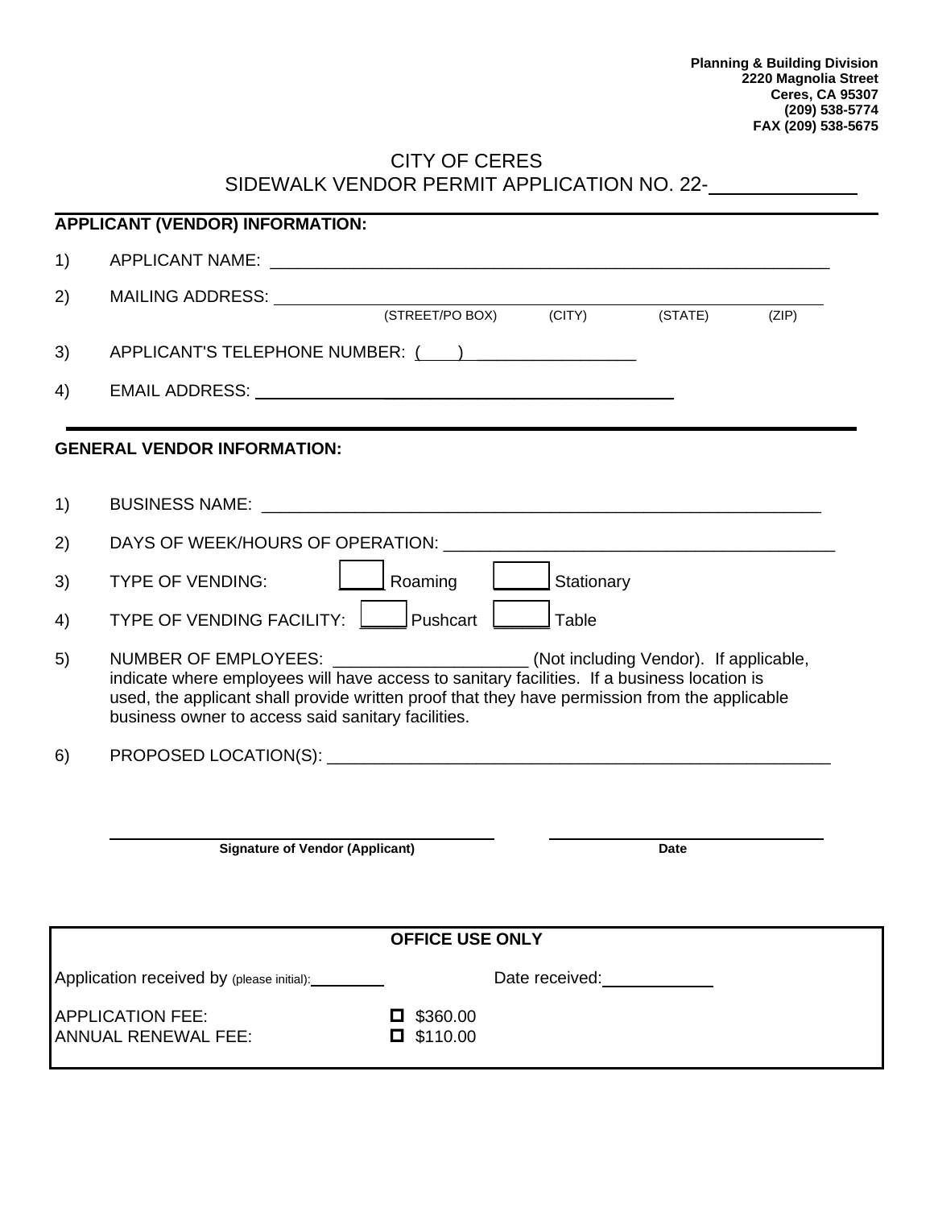**Planning & Building Division**
**2220 Magnolia Street**
**Ceres, CA 95307**
**(209) 538-5774**
**FAX (209) 538-5675**

# CITY OF CERES
## SIDEWALK VENDOR PERMIT APPLICATION NO. 22-____________

**APPLICANT (VENDOR) INFORMATION:**

1) APPLICANT NAME: ____________________________________________________________

2) MAILING ADDRESS: ____________________________________________________________
(STREET/PO BOX) (CITY) (STATE) (ZIP)

3) APPLICANT'S TELEPHONE NUMBER: (    ) _________________

4) EMAIL ADDRESS: ____________________________________________

**GENERAL VENDOR INFORMATION:**

1) BUSINESS NAME: ____________________________________________________________

2) DAYS OF WEEK/HOURS OF OPERATION: __________________________________________

3) TYPE OF VENDING: ☐ Roaming ☐ Stationary

4) TYPE OF VENDING FACILITY: ☐ Pushcart ☐ Table

5) NUMBER OF EMPLOYEES: _____________________ (Not including Vendor). If applicable, indicate where employees will have access to sanitary facilities. If a business location is used, the applicant shall provide written proof that they have permission from the applicable business owner to access said sanitary facilities.

6) PROPOSED LOCATION(S): ________________________________________________________

______________________________ **Signature of Vendor (Applicant)**

______________________________ **Date**

**OFFICE USE ONLY**

Application received by (please initial): ________ Date received: ___________

APPLICATION FEE: ☐ $360.00
ANNUAL RENEWAL FEE: ☐ $110.00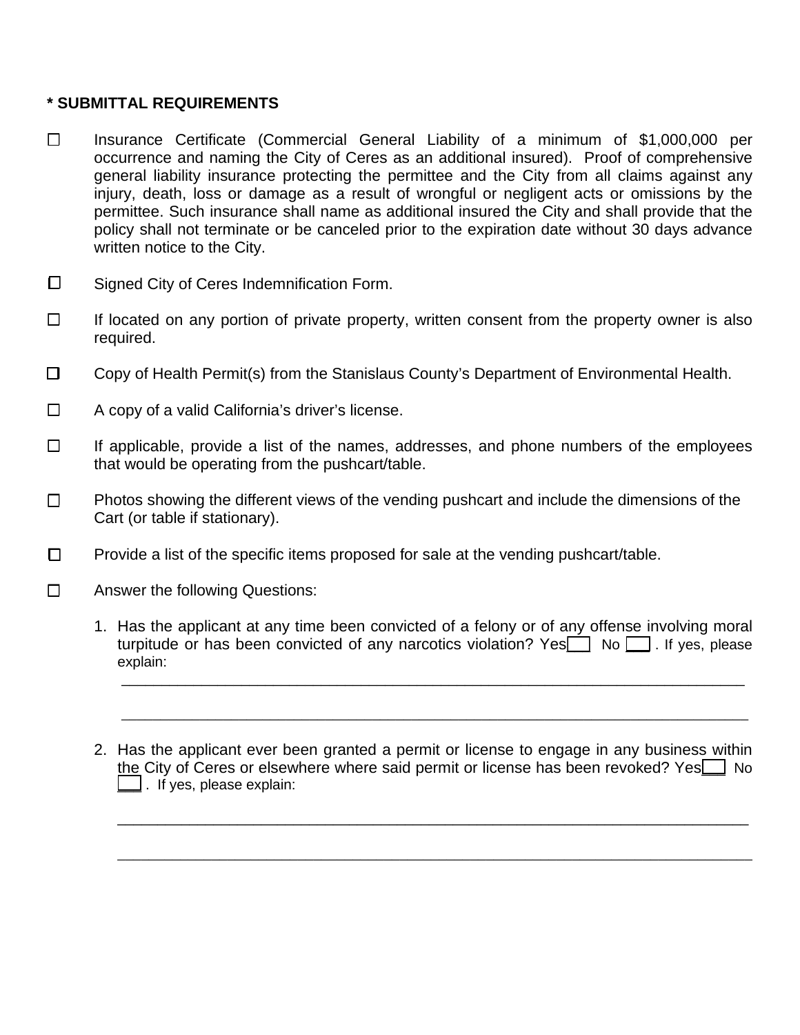**\* SUBMITTAL REQUIREMENTS**

- ☐ Insurance Certificate (Commercial General Liability of a minimum of $1,000,000 per occurrence and naming the City of Ceres as an additional insured). Proof of comprehensive general liability insurance protecting the permittee and the City from all claims against any injury, death, loss or damage as a result of wrongful or negligent acts or omissions by the permittee. Such insurance shall name as additional insured the City and shall provide that the policy shall not terminate or be canceled prior to the expiration date without 30 days advance written notice to the City.

- ☐ Signed City of Ceres Indemnification Form.

- ☐ If located on any portion of private property, written consent from the property owner is also required.

- ☐ Copy of Health Permit(s) from the Stanislaus County's Department of Environmental Health.

- ☐ A copy of a valid California's driver's license.

- ☐ If applicable, provide a list of the names, addresses, and phone numbers of the employees that would be operating from the pushcart/table.

- ☐ Photos showing the different views of the vending pushcart and include the dimensions of the Cart (or table if stationary).

- ☐ Provide a list of the specific items proposed for sale at the vending pushcart/table.

- ☐ Answer the following Questions:

  1. Has the applicant at any time been convicted of a felony or of any offense involving moral turpitude or has been convicted of any narcotics violation? Yes___ No ___ . If yes, please explain:

     ______________________________________________________________________________

     ______________________________________________________________________________

  2. Has the applicant ever been granted a permit or license to engage in any business within the City of Ceres or elsewhere where said permit or license has been revoked? Yes___ No ___ . If yes, please explain:

     ______________________________________________________________________________

     ______________________________________________________________________________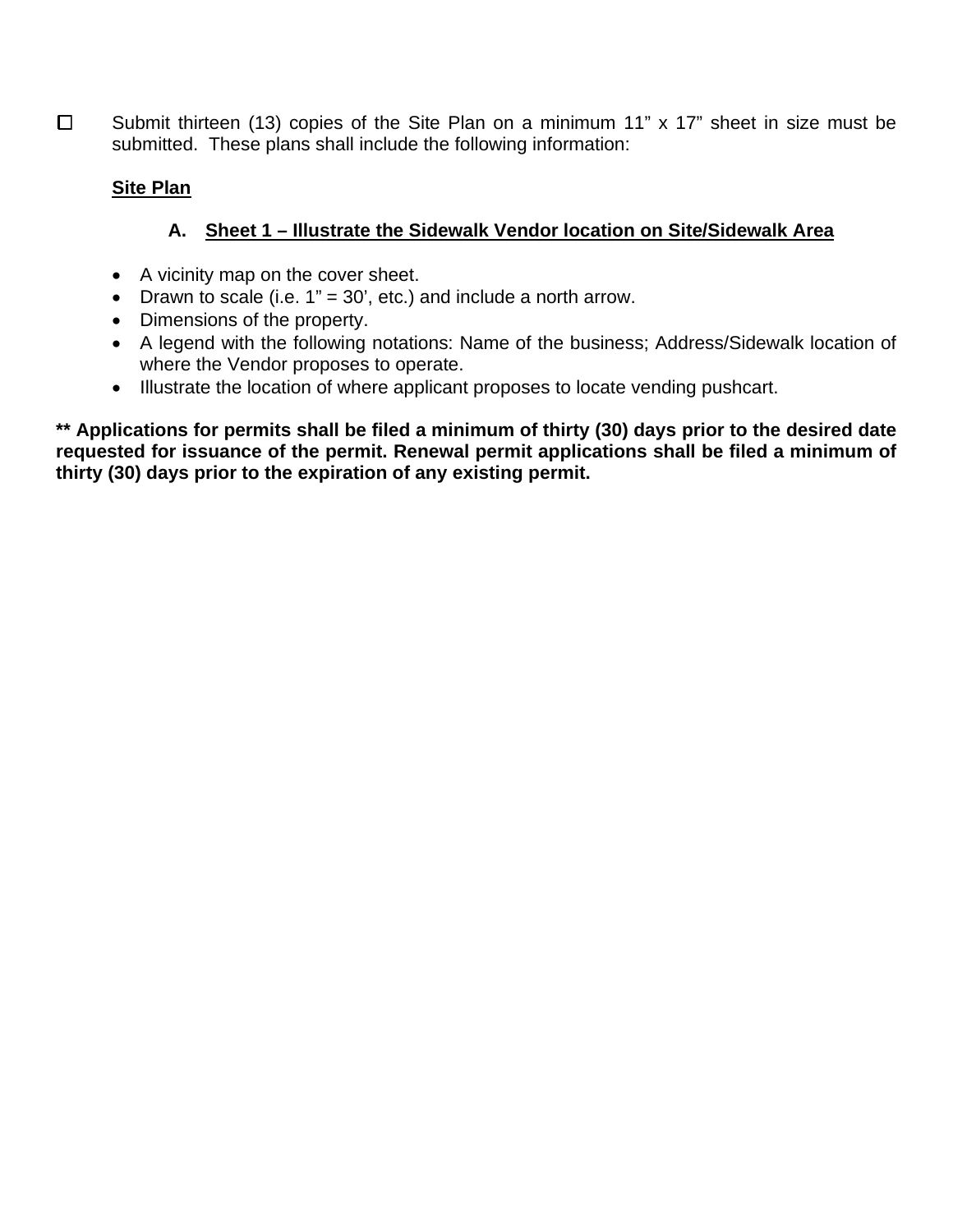☐ Submit thirteen (13) copies of the Site Plan on a minimum 11” x 17” sheet in size must be submitted. These plans shall include the following information:

**Site Plan**

**A. Sheet 1 – Illustrate the Sidewalk Vendor location on Site/Sidewalk Area**

- A vicinity map on the cover sheet.
- Drawn to scale (i.e. 1” = 30’, etc.) and include a north arrow.
- Dimensions of the property.
- A legend with the following notations: Name of the business; Address/Sidewalk location of where the Vendor proposes to operate.
- Illustrate the location of where applicant proposes to locate vending pushcart.

**** Applications for permits shall be filed a minimum of thirty (30) days prior to the desired date requested for issuance of the permit. Renewal permit applications shall be filed a minimum of thirty (30) days prior to the expiration of any existing permit.**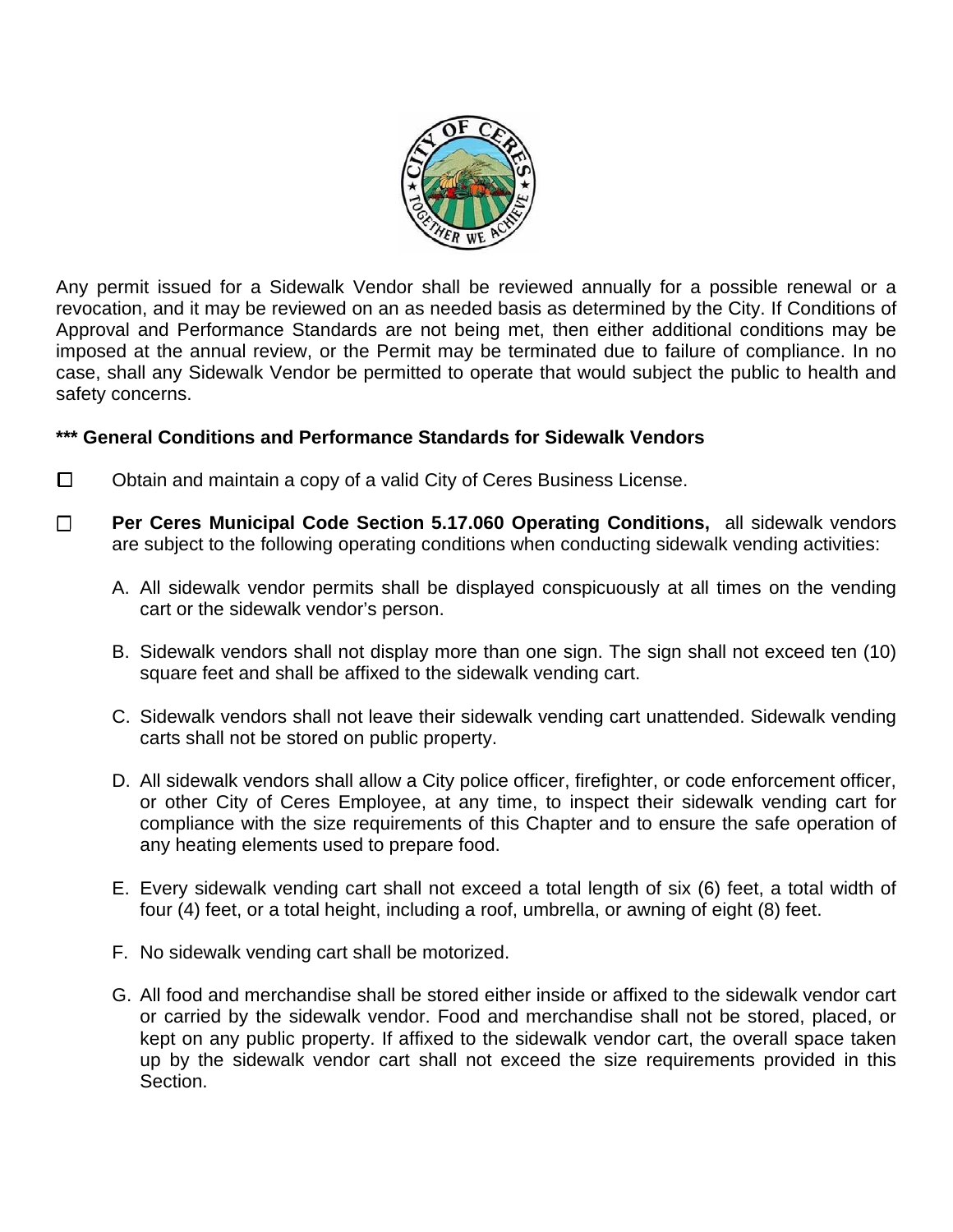Any permit issued for a Sidewalk Vendor shall be reviewed annually for a possible renewal or a revocation, and it may be reviewed on an as needed basis as determined by the City. If Conditions of Approval and Performance Standards are not being met, then either additional conditions may be imposed at the annual review, or the Permit may be terminated due to failure of compliance. In no case, shall any Sidewalk Vendor be permitted to operate that would subject the public to health and safety concerns.

**\*\*\* General Conditions and Performance Standards for Sidewalk Vendors**

☐ Obtain and maintain a copy of a valid City of Ceres Business License.

☐ **Per Ceres Municipal Code Section 5.17.060 Operating Conditions,** all sidewalk vendors are subject to the following operating conditions when conducting sidewalk vending activities:

A. All sidewalk vendor permits shall be displayed conspicuously at all times on the vending cart or the sidewalk vendor's person.

B. Sidewalk vendors shall not display more than one sign. The sign shall not exceed ten (10) square feet and shall be affixed to the sidewalk vending cart.

C. Sidewalk vendors shall not leave their sidewalk vending cart unattended. Sidewalk vending carts shall not be stored on public property.

D. All sidewalk vendors shall allow a City police officer, firefighter, or code enforcement officer, or other City of Ceres Employee, at any time, to inspect their sidewalk vending cart for compliance with the size requirements of this Chapter and to ensure the safe operation of any heating elements used to prepare food.

E. Every sidewalk vending cart shall not exceed a total length of six (6) feet, a total width of four (4) feet, or a total height, including a roof, umbrella, or awning of eight (8) feet.

F. No sidewalk vending cart shall be motorized.

G. All food and merchandise shall be stored either inside or affixed to the sidewalk vendor cart or carried by the sidewalk vendor. Food and merchandise shall not be stored, placed, or kept on any public property. If affixed to the sidewalk vendor cart, the overall space taken up by the sidewalk vendor cart shall not exceed the size requirements provided in this Section.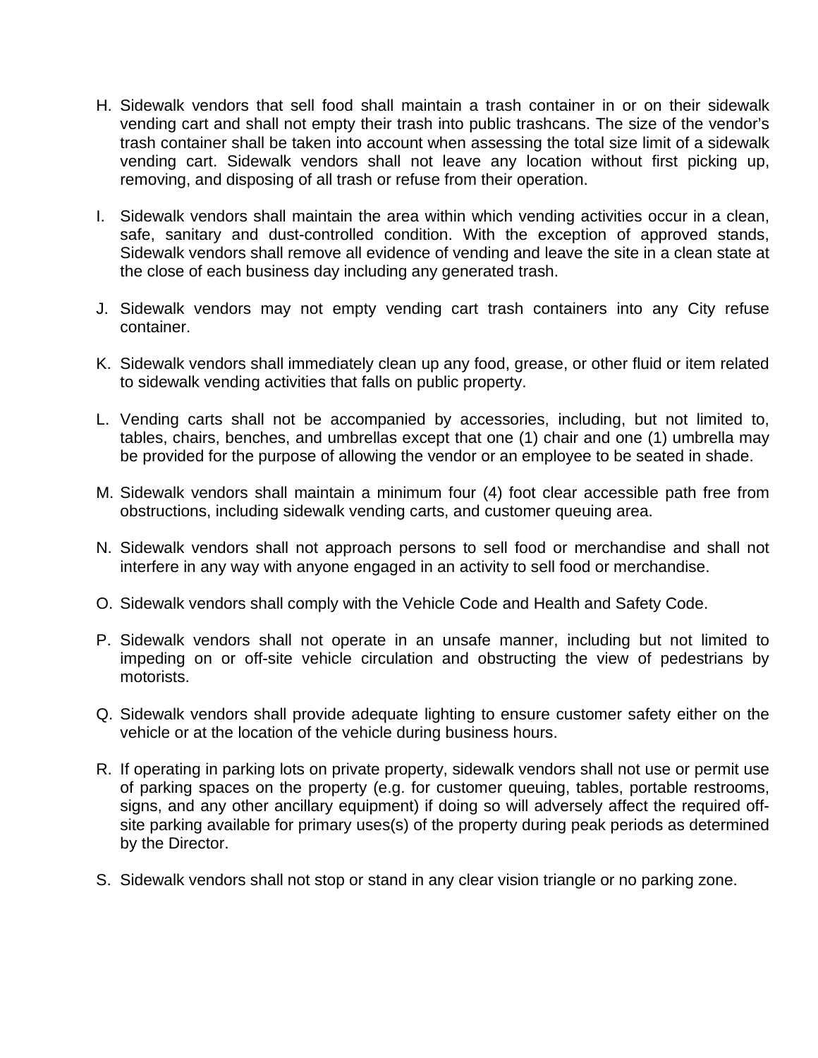H. Sidewalk vendors that sell food shall maintain a trash container in or on their sidewalk vending cart and shall not empty their trash into public trashcans. The size of the vendor's trash container shall be taken into account when assessing the total size limit of a sidewalk vending cart. Sidewalk vendors shall not leave any location without first picking up, removing, and disposing of all trash or refuse from their operation.

I. Sidewalk vendors shall maintain the area within which vending activities occur in a clean, safe, sanitary and dust-controlled condition. With the exception of approved stands, Sidewalk vendors shall remove all evidence of vending and leave the site in a clean state at the close of each business day including any generated trash.

J. Sidewalk vendors may not empty vending cart trash containers into any City refuse container.

K. Sidewalk vendors shall immediately clean up any food, grease, or other fluid or item related to sidewalk vending activities that falls on public property.

L. Vending carts shall not be accompanied by accessories, including, but not limited to, tables, chairs, benches, and umbrellas except that one (1) chair and one (1) umbrella may be provided for the purpose of allowing the vendor or an employee to be seated in shade.

M. Sidewalk vendors shall maintain a minimum four (4) foot clear accessible path free from obstructions, including sidewalk vending carts, and customer queuing area.

N. Sidewalk vendors shall not approach persons to sell food or merchandise and shall not interfere in any way with anyone engaged in an activity to sell food or merchandise.

O. Sidewalk vendors shall comply with the Vehicle Code and Health and Safety Code.

P. Sidewalk vendors shall not operate in an unsafe manner, including but not limited to impeding on or off-site vehicle circulation and obstructing the view of pedestrians by motorists.

Q. Sidewalk vendors shall provide adequate lighting to ensure customer safety either on the vehicle or at the location of the vehicle during business hours.

R. If operating in parking lots on private property, sidewalk vendors shall not use or permit use of parking spaces on the property (e.g. for customer queuing, tables, portable restrooms, signs, and any other ancillary equipment) if doing so will adversely affect the required off-site parking available for primary uses(s) of the property during peak periods as determined by the Director.

S. Sidewalk vendors shall not stop or stand in any clear vision triangle or no parking zone.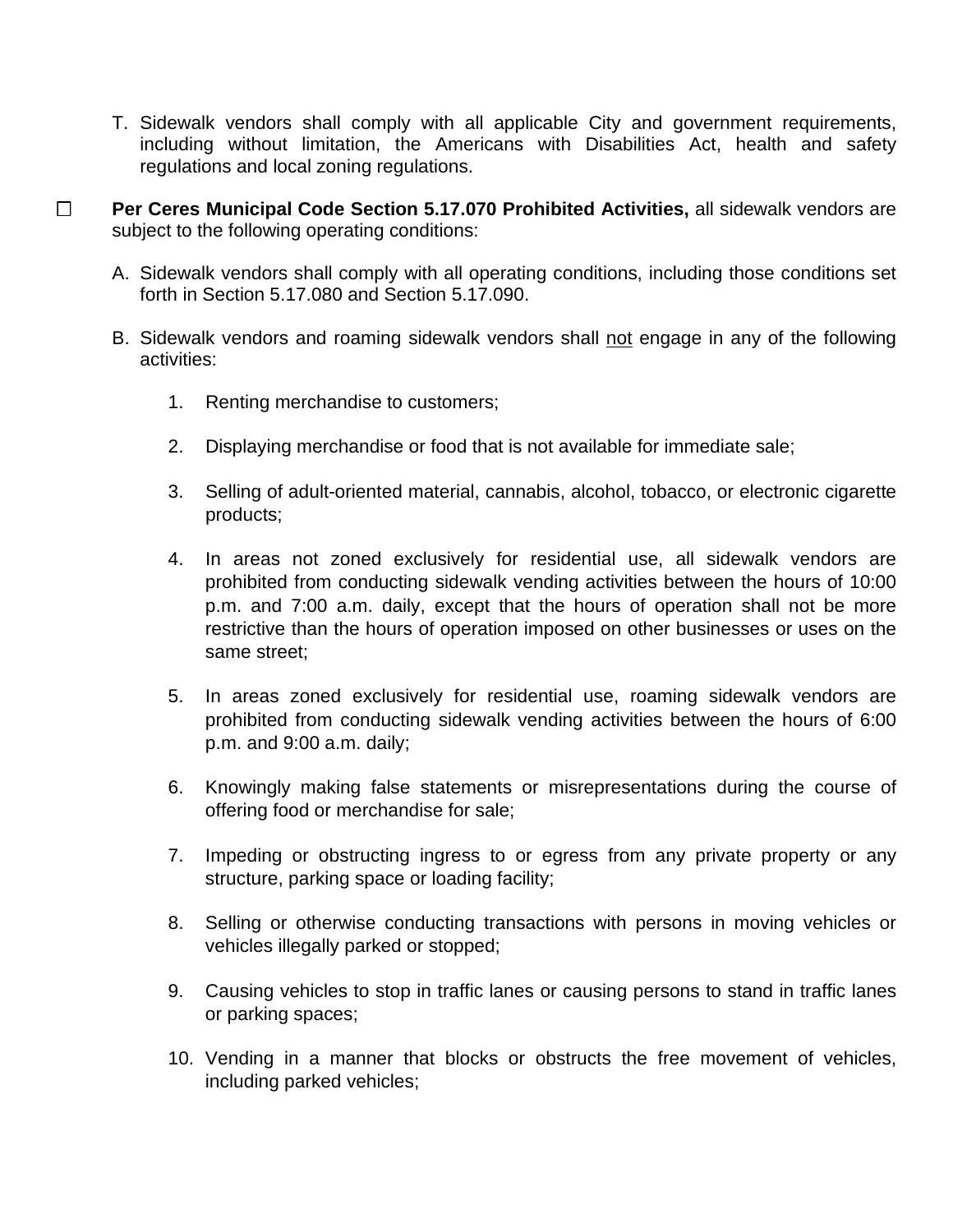T. Sidewalk vendors shall comply with all applicable City and government requirements, including without limitation, the Americans with Disabilities Act, health and safety regulations and local zoning regulations.

☐ **Per Ceres Municipal Code Section 5.17.070 Prohibited Activities,** all sidewalk vendors are subject to the following operating conditions:

A. Sidewalk vendors shall comply with all operating conditions, including those conditions set forth in Section 5.17.080 and Section 5.17.090.

B. Sidewalk vendors and roaming sidewalk vendors shall <u>not</u> engage in any of the following activities:

1. Renting merchandise to customers;

2. Displaying merchandise or food that is not available for immediate sale;

3. Selling of adult-oriented material, cannabis, alcohol, tobacco, or electronic cigarette products;

4. In areas not zoned exclusively for residential use, all sidewalk vendors are prohibited from conducting sidewalk vending activities between the hours of 10:00 p.m. and 7:00 a.m. daily, except that the hours of operation shall not be more restrictive than the hours of operation imposed on other businesses or uses on the same street;

5. In areas zoned exclusively for residential use, roaming sidewalk vendors are prohibited from conducting sidewalk vending activities between the hours of 6:00 p.m. and 9:00 a.m. daily;

6. Knowingly making false statements or misrepresentations during the course of offering food or merchandise for sale;

7. Impeding or obstructing ingress to or egress from any private property or any structure, parking space or loading facility;

8. Selling or otherwise conducting transactions with persons in moving vehicles or vehicles illegally parked or stopped;

9. Causing vehicles to stop in traffic lanes or causing persons to stand in traffic lanes or parking spaces;

10. Vending in a manner that blocks or obstructs the free movement of vehicles, including parked vehicles;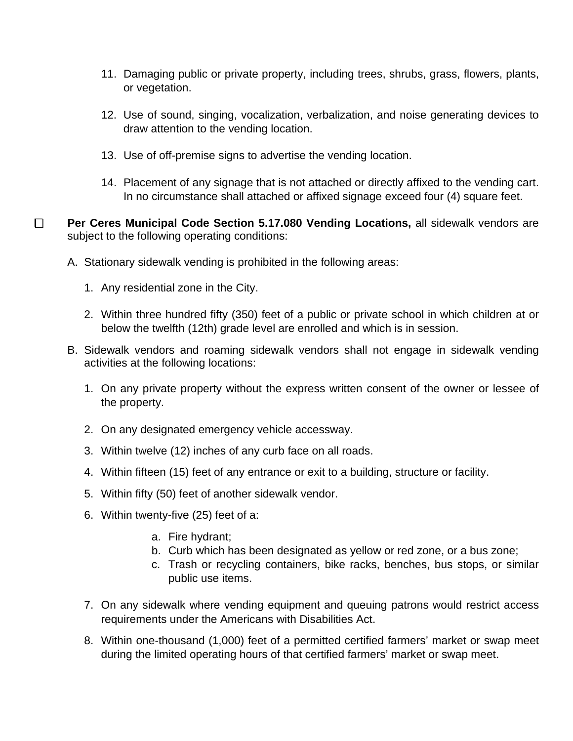11. Damaging public or private property, including trees, shrubs, grass, flowers, plants, or vegetation.

12. Use of sound, singing, vocalization, verbalization, and noise generating devices to draw attention to the vending location.

13. Use of off-premise signs to advertise the vending location.

14. Placement of any signage that is not attached or directly affixed to the vending cart. In no circumstance shall attached or affixed signage exceed four (4) square feet.

☐ **Per Ceres Municipal Code Section 5.17.080 Vending Locations,** all sidewalk vendors are subject to the following operating conditions:

A. Stationary sidewalk vending is prohibited in the following areas:

   1. Any residential zone in the City.

   2. Within three hundred fifty (350) feet of a public or private school in which children at or below the twelfth (12th) grade level are enrolled and which is in session.

B. Sidewalk vendors and roaming sidewalk vendors shall not engage in sidewalk vending activities at the following locations:

   1. On any private property without the express written consent of the owner or lessee of the property.

   2. On any designated emergency vehicle accessway.

   3. Within twelve (12) inches of any curb face on all roads.

   4. Within fifteen (15) feet of any entrance or exit to a building, structure or facility.

   5. Within fifty (50) feet of another sidewalk vendor.

   6. Within twenty-five (25) feet of a:

      a. Fire hydrant;
      b. Curb which has been designated as yellow or red zone, or a bus zone;
      c. Trash or recycling containers, bike racks, benches, bus stops, or similar public use items.

   7. On any sidewalk where vending equipment and queuing patrons would restrict access requirements under the Americans with Disabilities Act.

   8. Within one-thousand (1,000) feet of a permitted certified farmers' market or swap meet during the limited operating hours of that certified farmers' market or swap meet.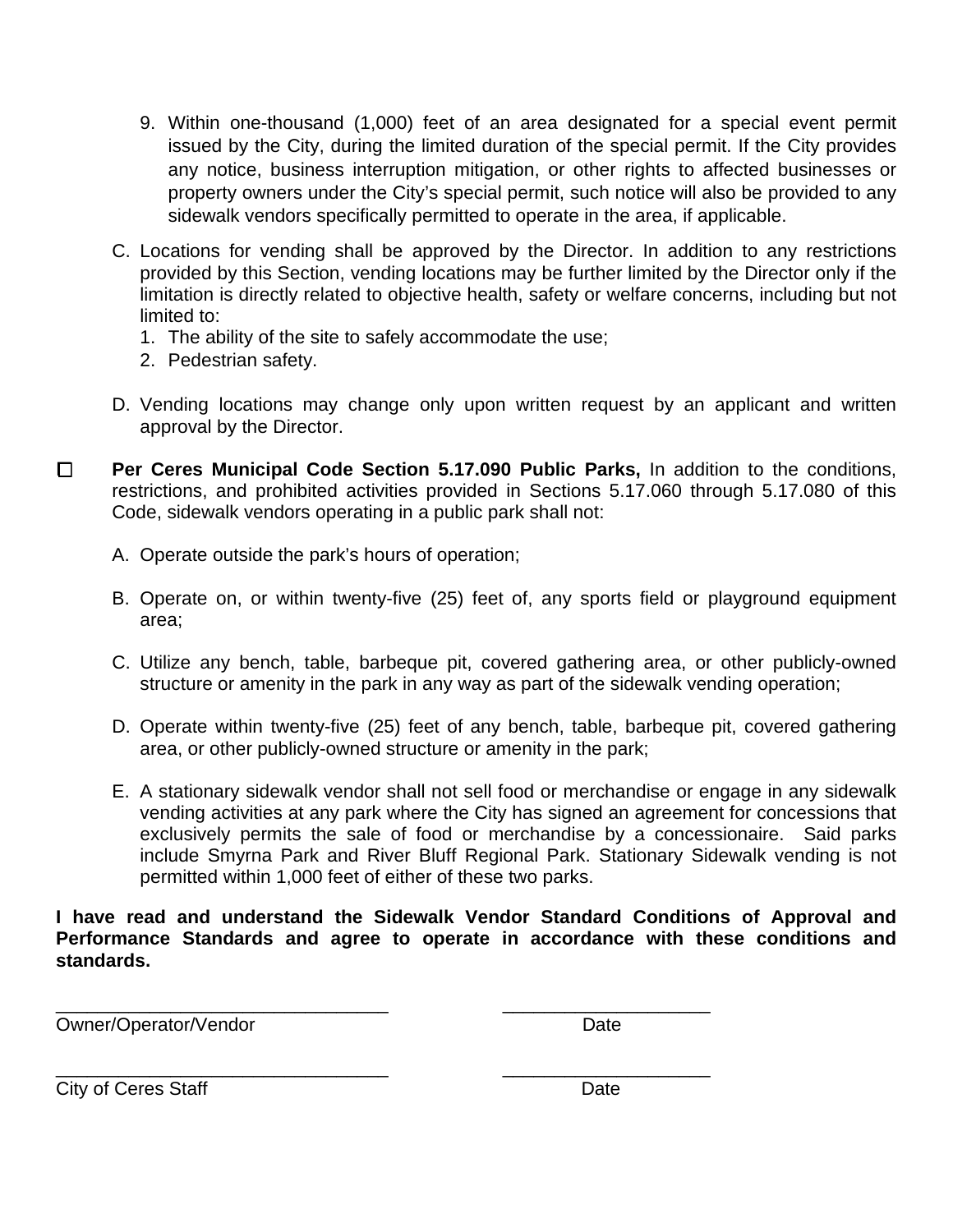9. Within one-thousand (1,000) feet of an area designated for a special event permit issued by the City, during the limited duration of the special permit. If the City provides any notice, business interruption mitigation, or other rights to affected businesses or property owners under the City's special permit, such notice will also be provided to any sidewalk vendors specifically permitted to operate in the area, if applicable.

C. Locations for vending shall be approved by the Director. In addition to any restrictions provided by this Section, vending locations may be further limited by the Director only if the limitation is directly related to objective health, safety or welfare concerns, including but not limited to:
   1. The ability of the site to safely accommodate the use;
   2. Pedestrian safety.

D. Vending locations may change only upon written request by an applicant and written approval by the Director.

☐ **Per Ceres Municipal Code Section 5.17.090 Public Parks,** In addition to the conditions, restrictions, and prohibited activities provided in Sections 5.17.060 through 5.17.080 of this Code, sidewalk vendors operating in a public park shall not:

A. Operate outside the park's hours of operation;

B. Operate on, or within twenty-five (25) feet of, any sports field or playground equipment area;

C. Utilize any bench, table, barbeque pit, covered gathering area, or other publicly-owned structure or amenity in the park in any way as part of the sidewalk vending operation;

D. Operate within twenty-five (25) feet of any bench, table, barbeque pit, covered gathering area, or other publicly-owned structure or amenity in the park;

E. A stationary sidewalk vendor shall not sell food or merchandise or engage in any sidewalk vending activities at any park where the City has signed an agreement for concessions that exclusively permits the sale of food or merchandise by a concessionaire. Said parks include Smyrna Park and River Bluff Regional Park. Stationary Sidewalk vending is not permitted within 1,000 feet of either of these two parks.

**I have read and understand the Sidewalk Vendor Standard Conditions of Approval and Performance Standards and agree to operate in accordance with these conditions and standards.**

_________________________________ ____________________

Owner/Operator/Vendor Date

_________________________________ ____________________

City of Ceres Staff Date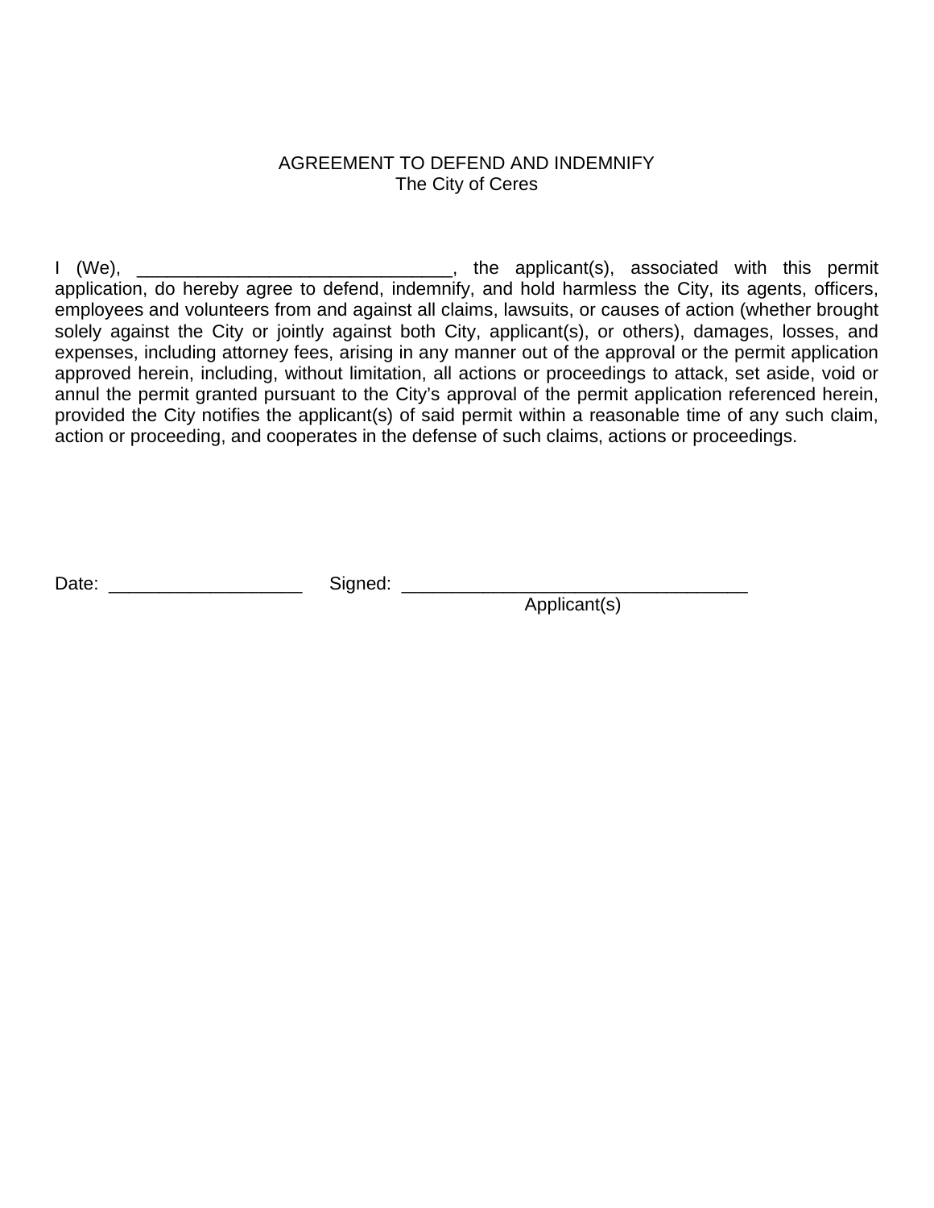# AGREEMENT TO DEFEND AND INDEMNIFY
The City of Ceres

I (We), _______________________________, the applicant(s), associated with this permit application, do hereby agree to defend, indemnify, and hold harmless the City, its agents, officers, employees and volunteers from and against all claims, lawsuits, or causes of action (whether brought solely against the City or jointly against both City, applicant(s), or others), damages, losses, and expenses, including attorney fees, arising in any manner out of the approval or the permit application approved herein, including, without limitation, all actions or proceedings to attack, set aside, void or annul the permit granted pursuant to the City's approval of the permit application referenced herein, provided the City notifies the applicant(s) of said permit within a reasonable time of any such claim, action or proceeding, and cooperates in the defense of such claims, actions or proceedings.

Date: ___________________ Signed: __________________________________
Applicant(s)